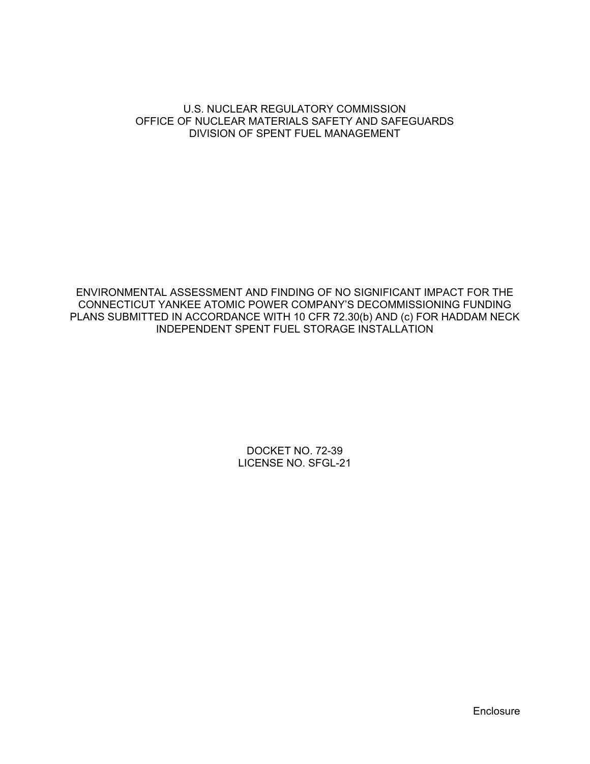U.S. NUCLEAR REGULATORY COMMISSION
OFFICE OF NUCLEAR MATERIALS SAFETY AND SAFEGUARDS
DIVISION OF SPENT FUEL MANAGEMENT

# ENVIRONMENTAL ASSESSMENT AND FINDING OF NO SIGNIFICANT IMPACT FOR THE CONNECTICUT YANKEE ATOMIC POWER COMPANY'S DECOMMISSIONING FUNDING PLANS SUBMITTED IN ACCORDANCE WITH 10 CFR 72.30(b) AND (c) FOR HADDAM NECK INDEPENDENT SPENT FUEL STORAGE INSTALLATION

DOCKET NO. 72-39
LICENSE NO. SFGL-21

Enclosure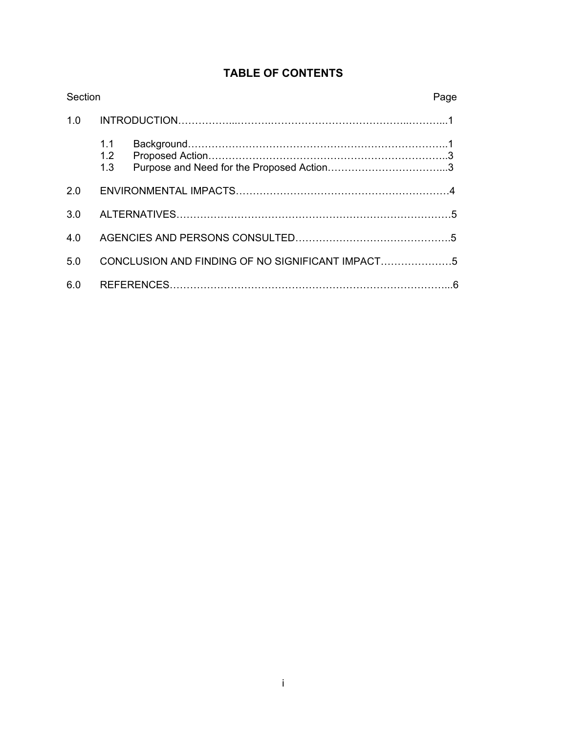# TABLE OF CONTENTS

| Section | | Page |
|---|---|---|
| 1.0 | INTRODUCTION | 1 |
| 1.1 | Background | 1 |
| 1.2 | Proposed Action | 3 |
| 1.3 | Purpose and Need for the Proposed Action | 3 |
| 2.0 | ENVIRONMENTAL IMPACTS | 4 |
| 3.0 | ALTERNATIVES | 5 |
| 4.0 | AGENCIES AND PERSONS CONSULTED | 5 |
| 5.0 | CONCLUSION AND FINDING OF NO SIGNIFICANT IMPACT | 5 |
| 6.0 | REFERENCES | 6 |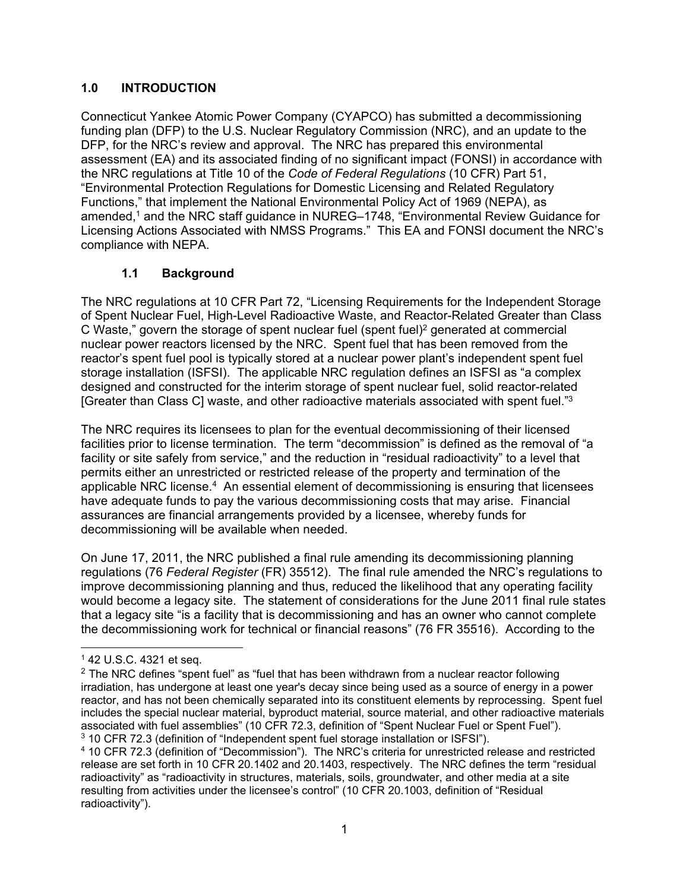## 1.0 INTRODUCTION

Connecticut Yankee Atomic Power Company (CYAPCO) has submitted a decommissioning funding plan (DFP) to the U.S. Nuclear Regulatory Commission (NRC), and an update to the DFP, for the NRC's review and approval. The NRC has prepared this environmental assessment (EA) and its associated finding of no significant impact (FONSI) in accordance with the NRC regulations at Title 10 of the *Code of Federal Regulations* (10 CFR) Part 51, "Environmental Protection Regulations for Domestic Licensing and Related Regulatory Functions," that implement the National Environmental Policy Act of 1969 (NEPA), as amended,[1] and the NRC staff guidance in NUREG–1748, "Environmental Review Guidance for Licensing Actions Associated with NMSS Programs." This EA and FONSI document the NRC's compliance with NEPA.

### 1.1 Background

The NRC regulations at 10 CFR Part 72, "Licensing Requirements for the Independent Storage of Spent Nuclear Fuel, High-Level Radioactive Waste, and Reactor-Related Greater than Class C Waste," govern the storage of spent nuclear fuel (spent fuel)[2] generated at commercial nuclear power reactors licensed by the NRC. Spent fuel that has been removed from the reactor's spent fuel pool is typically stored at a nuclear power plant's independent spent fuel storage installation (ISFSI). The applicable NRC regulation defines an ISFSI as "a complex designed and constructed for the interim storage of spent nuclear fuel, solid reactor-related [Greater than Class C] waste, and other radioactive materials associated with spent fuel."[3]

The NRC requires its licensees to plan for the eventual decommissioning of their licensed facilities prior to license termination. The term "decommission" is defined as the removal of "a facility or site safely from service," and the reduction in "residual radioactivity" to a level that permits either an unrestricted or restricted release of the property and termination of the applicable NRC license.[4] An essential element of decommissioning is ensuring that licensees have adequate funds to pay the various decommissioning costs that may arise. Financial assurances are financial arrangements provided by a licensee, whereby funds for decommissioning will be available when needed.

On June 17, 2011, the NRC published a final rule amending its decommissioning planning regulations (76 *Federal Register* (FR) 35512). The final rule amended the NRC's regulations to improve decommissioning planning and thus, reduced the likelihood that any operating facility would become a legacy site. The statement of considerations for the June 2011 final rule states that a legacy site "is a facility that is decommissioning and has an owner who cannot complete the decommissioning work for technical or financial reasons" (76 FR 35516). According to the

---

[1] 42 U.S.C. 4321 et seq.

[2] The NRC defines "spent fuel" as "fuel that has been withdrawn from a nuclear reactor following irradiation, has undergone at least one year's decay since being used as a source of energy in a power reactor, and has not been chemically separated into its constituent elements by reprocessing. Spent fuel includes the special nuclear material, byproduct material, source material, and other radioactive materials associated with fuel assemblies" (10 CFR 72.3, definition of "Spent Nuclear Fuel or Spent Fuel").

[3] 10 CFR 72.3 (definition of "Independent spent fuel storage installation or ISFSI").

[4] 10 CFR 72.3 (definition of "Decommission"). The NRC's criteria for unrestricted release and restricted release are set forth in 10 CFR 20.1402 and 20.1403, respectively. The NRC defines the term "residual radioactivity" as "radioactivity in structures, materials, soils, groundwater, and other media at a site resulting from activities under the licensee's control" (10 CFR 20.1003, definition of "Residual radioactivity").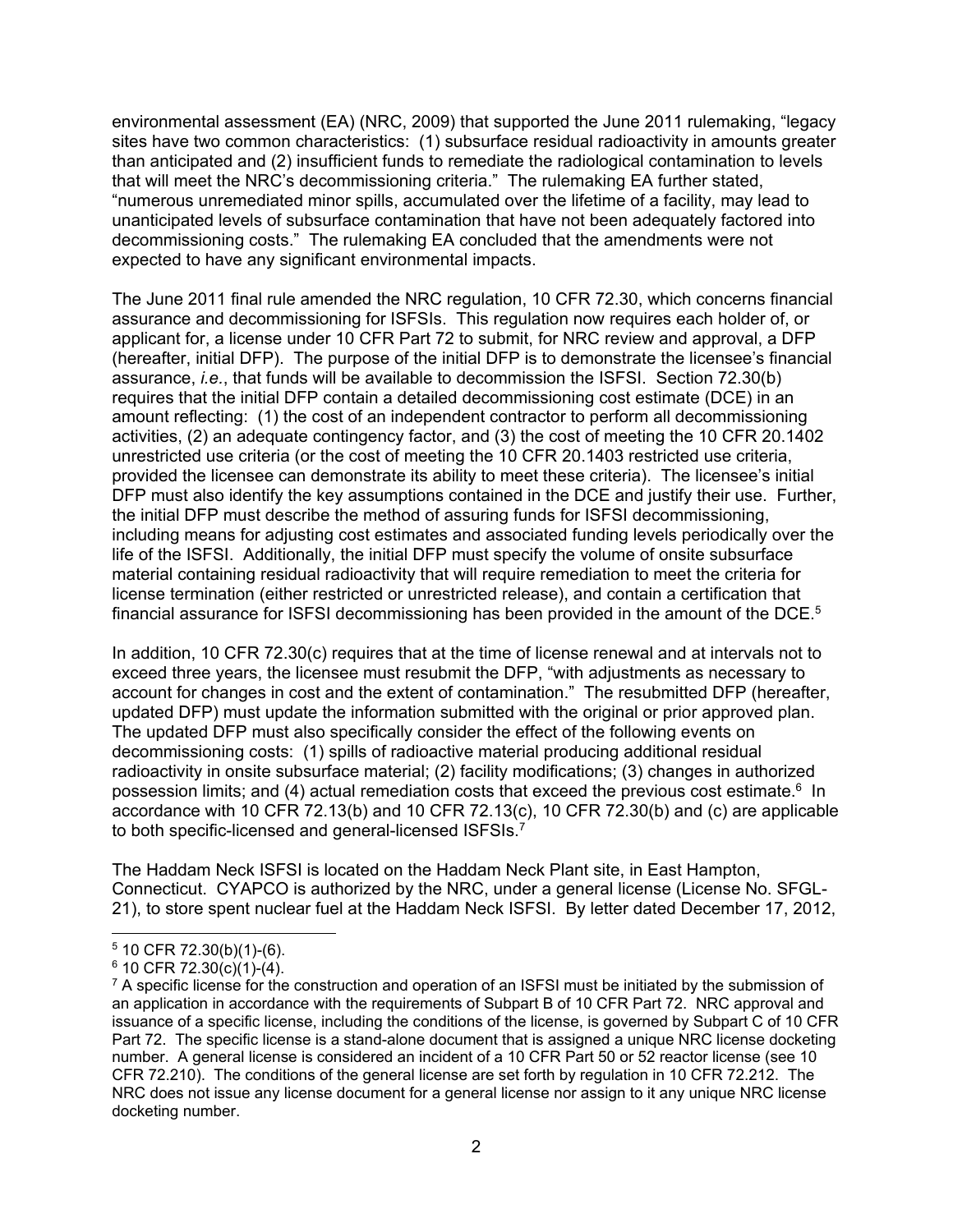environmental assessment (EA) (NRC, 2009) that supported the June 2011 rulemaking, "legacy sites have two common characteristics: (1) subsurface residual radioactivity in amounts greater than anticipated and (2) insufficient funds to remediate the radiological contamination to levels that will meet the NRC's decommissioning criteria." The rulemaking EA further stated, "numerous unremediated minor spills, accumulated over the lifetime of a facility, may lead to unanticipated levels of subsurface contamination that have not been adequately factored into decommissioning costs." The rulemaking EA concluded that the amendments were not expected to have any significant environmental impacts.

The June 2011 final rule amended the NRC regulation, 10 CFR 72.30, which concerns financial assurance and decommissioning for ISFSIs. This regulation now requires each holder of, or applicant for, a license under 10 CFR Part 72 to submit, for NRC review and approval, a DFP (hereafter, initial DFP). The purpose of the initial DFP is to demonstrate the licensee's financial assurance, *i.e.*, that funds will be available to decommission the ISFSI. Section 72.30(b) requires that the initial DFP contain a detailed decommissioning cost estimate (DCE) in an amount reflecting: (1) the cost of an independent contractor to perform all decommissioning activities, (2) an adequate contingency factor, and (3) the cost of meeting the 10 CFR 20.1402 unrestricted use criteria (or the cost of meeting the 10 CFR 20.1403 restricted use criteria, provided the licensee can demonstrate its ability to meet these criteria). The licensee's initial DFP must also identify the key assumptions contained in the DCE and justify their use. Further, the initial DFP must describe the method of assuring funds for ISFSI decommissioning, including means for adjusting cost estimates and associated funding levels periodically over the life of the ISFSI. Additionally, the initial DFP must specify the volume of onsite subsurface material containing residual radioactivity that will require remediation to meet the criteria for license termination (either restricted or unrestricted release), and contain a certification that financial assurance for ISFSI decommissioning has been provided in the amount of the DCE.[5]

In addition, 10 CFR 72.30(c) requires that at the time of license renewal and at intervals not to exceed three years, the licensee must resubmit the DFP, "with adjustments as necessary to account for changes in cost and the extent of contamination." The resubmitted DFP (hereafter, updated DFP) must update the information submitted with the original or prior approved plan. The updated DFP must also specifically consider the effect of the following events on decommissioning costs: (1) spills of radioactive material producing additional residual radioactivity in onsite subsurface material; (2) facility modifications; (3) changes in authorized possession limits; and (4) actual remediation costs that exceed the previous cost estimate.[6] In accordance with 10 CFR 72.13(b) and 10 CFR 72.13(c), 10 CFR 72.30(b) and (c) are applicable to both specific-licensed and general-licensed ISFSIs.[7]

The Haddam Neck ISFSI is located on the Haddam Neck Plant site, in East Hampton, Connecticut. CYAPCO is authorized by the NRC, under a general license (License No. SFGL-21), to store spent nuclear fuel at the Haddam Neck ISFSI. By letter dated December 17, 2012,

---

[5] 10 CFR 72.30(b)(1)-(6).

[6] 10 CFR 72.30(c)(1)-(4).

[7] A specific license for the construction and operation of an ISFSI must be initiated by the submission of an application in accordance with the requirements of Subpart B of 10 CFR Part 72. NRC approval and issuance of a specific license, including the conditions of the license, is governed by Subpart C of 10 CFR Part 72. The specific license is a stand-alone document that is assigned a unique NRC license docketing number. A general license is considered an incident of a 10 CFR Part 50 or 52 reactor license (see 10 CFR 72.210). The conditions of the general license are set forth by regulation in 10 CFR 72.212. The NRC does not issue any license document for a general license nor assign to it any unique NRC license docketing number.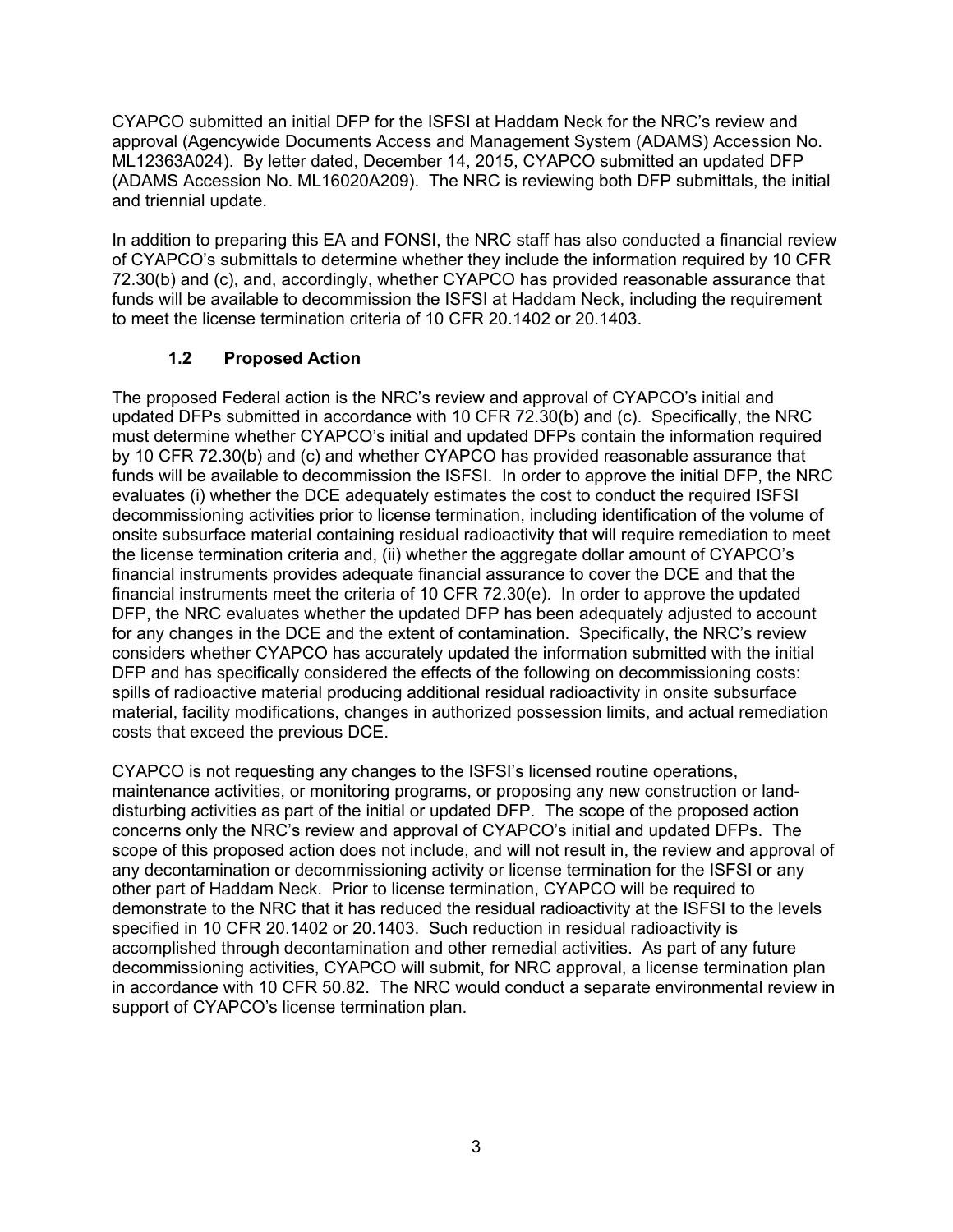CYAPCO submitted an initial DFP for the ISFSI at Haddam Neck for the NRC's review and approval (Agencywide Documents Access and Management System (ADAMS) Accession No. ML12363A024). By letter dated, December 14, 2015, CYAPCO submitted an updated DFP (ADAMS Accession No. ML16020A209). The NRC is reviewing both DFP submittals, the initial and triennial update.

In addition to preparing this EA and FONSI, the NRC staff has also conducted a financial review of CYAPCO's submittals to determine whether they include the information required by 10 CFR 72.30(b) and (c), and, accordingly, whether CYAPCO has provided reasonable assurance that funds will be available to decommission the ISFSI at Haddam Neck, including the requirement to meet the license termination criteria of 10 CFR 20.1402 or 20.1403.

### 1.2 Proposed Action

The proposed Federal action is the NRC's review and approval of CYAPCO's initial and updated DFPs submitted in accordance with 10 CFR 72.30(b) and (c). Specifically, the NRC must determine whether CYAPCO's initial and updated DFPs contain the information required by 10 CFR 72.30(b) and (c) and whether CYAPCO has provided reasonable assurance that funds will be available to decommission the ISFSI. In order to approve the initial DFP, the NRC evaluates (i) whether the DCE adequately estimates the cost to conduct the required ISFSI decommissioning activities prior to license termination, including identification of the volume of onsite subsurface material containing residual radioactivity that will require remediation to meet the license termination criteria and, (ii) whether the aggregate dollar amount of CYAPCO's financial instruments provides adequate financial assurance to cover the DCE and that the financial instruments meet the criteria of 10 CFR 72.30(e). In order to approve the updated DFP, the NRC evaluates whether the updated DFP has been adequately adjusted to account for any changes in the DCE and the extent of contamination. Specifically, the NRC's review considers whether CYAPCO has accurately updated the information submitted with the initial DFP and has specifically considered the effects of the following on decommissioning costs: spills of radioactive material producing additional residual radioactivity in onsite subsurface material, facility modifications, changes in authorized possession limits, and actual remediation costs that exceed the previous DCE.

CYAPCO is not requesting any changes to the ISFSI's licensed routine operations, maintenance activities, or monitoring programs, or proposing any new construction or land-disturbing activities as part of the initial or updated DFP. The scope of the proposed action concerns only the NRC's review and approval of CYAPCO's initial and updated DFPs. The scope of this proposed action does not include, and will not result in, the review and approval of any decontamination or decommissioning activity or license termination for the ISFSI or any other part of Haddam Neck. Prior to license termination, CYAPCO will be required to demonstrate to the NRC that it has reduced the residual radioactivity at the ISFSI to the levels specified in 10 CFR 20.1402 or 20.1403. Such reduction in residual radioactivity is accomplished through decontamination and other remedial activities. As part of any future decommissioning activities, CYAPCO will submit, for NRC approval, a license termination plan in accordance with 10 CFR 50.82. The NRC would conduct a separate environmental review in support of CYAPCO's license termination plan.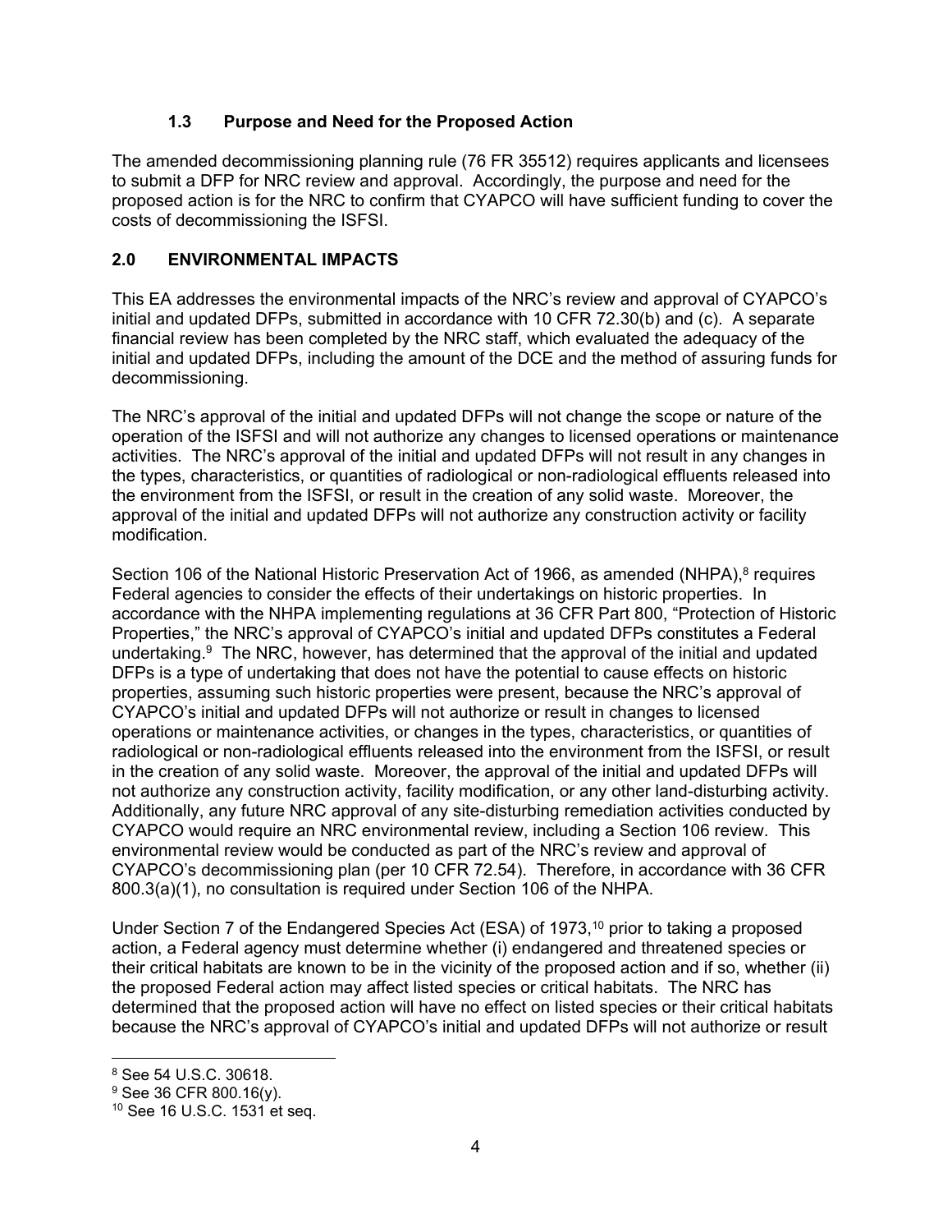### 1.3 Purpose and Need for the Proposed Action

The amended decommissioning planning rule (76 FR 35512) requires applicants and licensees to submit a DFP for NRC review and approval. Accordingly, the purpose and need for the proposed action is for the NRC to confirm that CYAPCO will have sufficient funding to cover the costs of decommissioning the ISFSI.

## 2.0 ENVIRONMENTAL IMPACTS

This EA addresses the environmental impacts of the NRC's review and approval of CYAPCO's initial and updated DFPs, submitted in accordance with 10 CFR 72.30(b) and (c). A separate financial review has been completed by the NRC staff, which evaluated the adequacy of the initial and updated DFPs, including the amount of the DCE and the method of assuring funds for decommissioning.

The NRC's approval of the initial and updated DFPs will not change the scope or nature of the operation of the ISFSI and will not authorize any changes to licensed operations or maintenance activities. The NRC's approval of the initial and updated DFPs will not result in any changes in the types, characteristics, or quantities of radiological or non-radiological effluents released into the environment from the ISFSI, or result in the creation of any solid waste. Moreover, the approval of the initial and updated DFPs will not authorize any construction activity or facility modification.

Section 106 of the National Historic Preservation Act of 1966, as amended (NHPA),[8] requires Federal agencies to consider the effects of their undertakings on historic properties. In accordance with the NHPA implementing regulations at 36 CFR Part 800, "Protection of Historic Properties," the NRC's approval of CYAPCO's initial and updated DFPs constitutes a Federal undertaking.[9] The NRC, however, has determined that the approval of the initial and updated DFPs is a type of undertaking that does not have the potential to cause effects on historic properties, assuming such historic properties were present, because the NRC's approval of CYAPCO's initial and updated DFPs will not authorize or result in changes to licensed operations or maintenance activities, or changes in the types, characteristics, or quantities of radiological or non-radiological effluents released into the environment from the ISFSI, or result in the creation of any solid waste. Moreover, the approval of the initial and updated DFPs will not authorize any construction activity, facility modification, or any other land-disturbing activity. Additionally, any future NRC approval of any site-disturbing remediation activities conducted by CYAPCO would require an NRC environmental review, including a Section 106 review. This environmental review would be conducted as part of the NRC's review and approval of CYAPCO's decommissioning plan (per 10 CFR 72.54). Therefore, in accordance with 36 CFR 800.3(a)(1), no consultation is required under Section 106 of the NHPA.

Under Section 7 of the Endangered Species Act (ESA) of 1973,[10] prior to taking a proposed action, a Federal agency must determine whether (i) endangered and threatened species or their critical habitats are known to be in the vicinity of the proposed action and if so, whether (ii) the proposed Federal action may affect listed species or critical habitats. The NRC has determined that the proposed action will have no effect on listed species or their critical habitats because the NRC's approval of CYAPCO's initial and updated DFPs will not authorize or result

[8] See 54 U.S.C. 30618.

[9] See 36 CFR 800.16(y).

[10] See 16 U.S.C. 1531 et seq.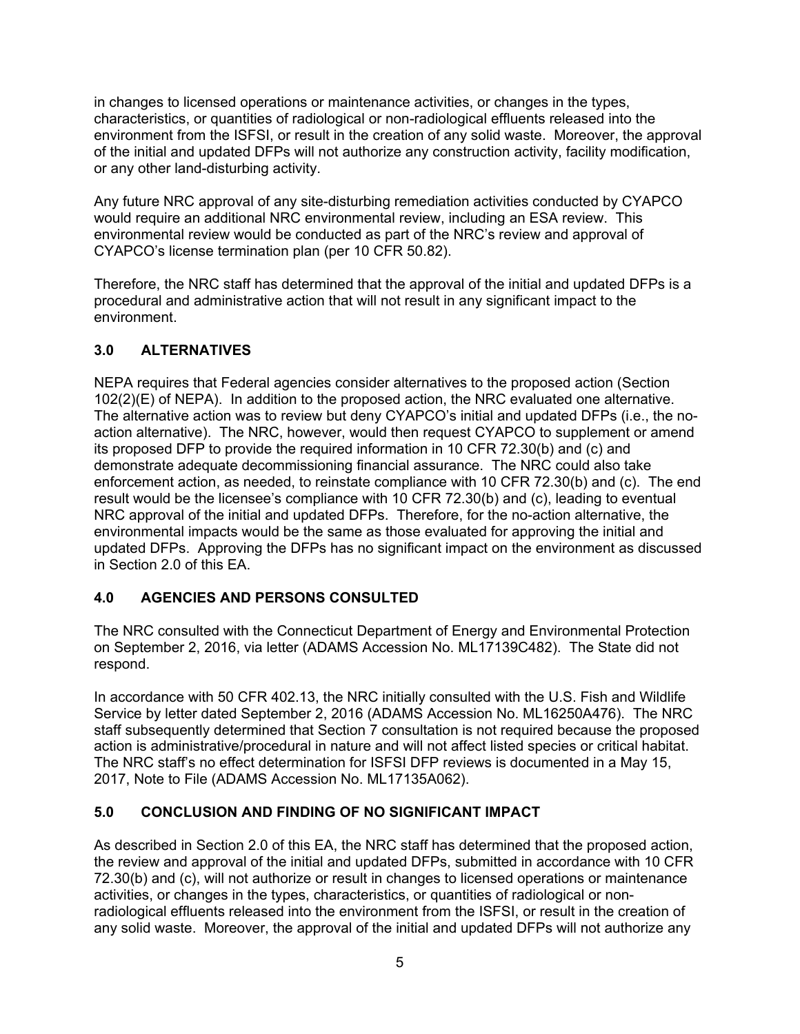in changes to licensed operations or maintenance activities, or changes in the types, characteristics, or quantities of radiological or non-radiological effluents released into the environment from the ISFSI, or result in the creation of any solid waste. Moreover, the approval of the initial and updated DFPs will not authorize any construction activity, facility modification, or any other land-disturbing activity.

Any future NRC approval of any site-disturbing remediation activities conducted by CYAPCO would require an additional NRC environmental review, including an ESA review. This environmental review would be conducted as part of the NRC's review and approval of CYAPCO's license termination plan (per 10 CFR 50.82).

Therefore, the NRC staff has determined that the approval of the initial and updated DFPs is a procedural and administrative action that will not result in any significant impact to the environment.

## 3.0 ALTERNATIVES

NEPA requires that Federal agencies consider alternatives to the proposed action (Section 102(2)(E) of NEPA). In addition to the proposed action, the NRC evaluated one alternative. The alternative action was to review but deny CYAPCO's initial and updated DFPs (i.e., the no-action alternative). The NRC, however, would then request CYAPCO to supplement or amend its proposed DFP to provide the required information in 10 CFR 72.30(b) and (c) and demonstrate adequate decommissioning financial assurance. The NRC could also take enforcement action, as needed, to reinstate compliance with 10 CFR 72.30(b) and (c). The end result would be the licensee's compliance with 10 CFR 72.30(b) and (c), leading to eventual NRC approval of the initial and updated DFPs. Therefore, for the no-action alternative, the environmental impacts would be the same as those evaluated for approving the initial and updated DFPs. Approving the DFPs has no significant impact on the environment as discussed in Section 2.0 of this EA.

## 4.0 AGENCIES AND PERSONS CONSULTED

The NRC consulted with the Connecticut Department of Energy and Environmental Protection on September 2, 2016, via letter (ADAMS Accession No. ML17139C482). The State did not respond.

In accordance with 50 CFR 402.13, the NRC initially consulted with the U.S. Fish and Wildlife Service by letter dated September 2, 2016 (ADAMS Accession No. ML16250A476). The NRC staff subsequently determined that Section 7 consultation is not required because the proposed action is administrative/procedural in nature and will not affect listed species or critical habitat. The NRC staff's no effect determination for ISFSI DFP reviews is documented in a May 15, 2017, Note to File (ADAMS Accession No. ML17135A062).

## 5.0 CONCLUSION AND FINDING OF NO SIGNIFICANT IMPACT

As described in Section 2.0 of this EA, the NRC staff has determined that the proposed action, the review and approval of the initial and updated DFPs, submitted in accordance with 10 CFR 72.30(b) and (c), will not authorize or result in changes to licensed operations or maintenance activities, or changes in the types, characteristics, or quantities of radiological or non-radiological effluents released into the environment from the ISFSI, or result in the creation of any solid waste. Moreover, the approval of the initial and updated DFPs will not authorize any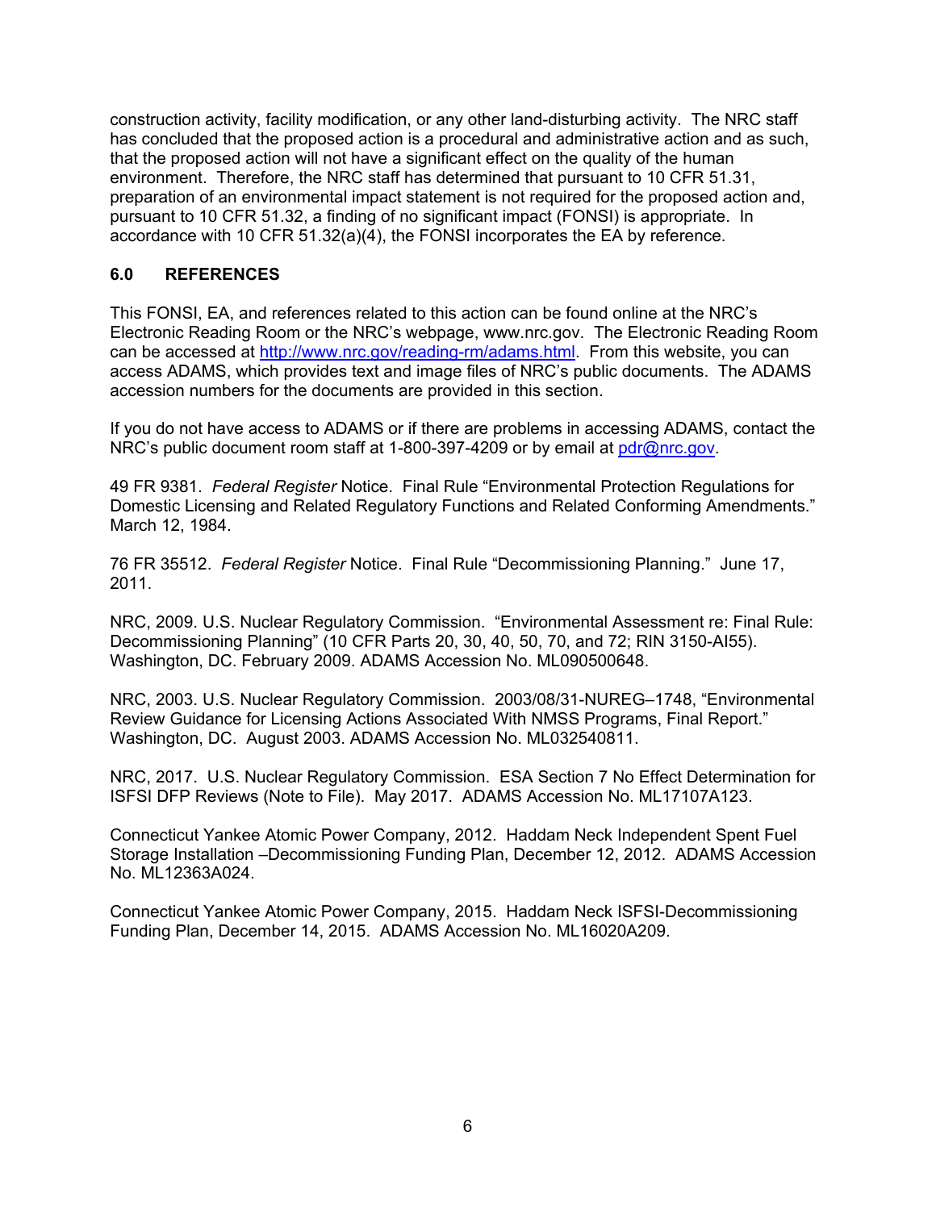construction activity, facility modification, or any other land-disturbing activity. The NRC staff has concluded that the proposed action is a procedural and administrative action and as such, that the proposed action will not have a significant effect on the quality of the human environment. Therefore, the NRC staff has determined that pursuant to 10 CFR 51.31, preparation of an environmental impact statement is not required for the proposed action and, pursuant to 10 CFR 51.32, a finding of no significant impact (FONSI) is appropriate. In accordance with 10 CFR 51.32(a)(4), the FONSI incorporates the EA by reference.

## 6.0 REFERENCES

This FONSI, EA, and references related to this action can be found online at the NRC's Electronic Reading Room or the NRC's webpage, www.nrc.gov. The Electronic Reading Room can be accessed at http://www.nrc.gov/reading-rm/adams.html. From this website, you can access ADAMS, which provides text and image files of NRC's public documents. The ADAMS accession numbers for the documents are provided in this section.

If you do not have access to ADAMS or if there are problems in accessing ADAMS, contact the NRC's public document room staff at 1-800-397-4209 or by email at pdr@nrc.gov.

49 FR 9381. *Federal Register* Notice. Final Rule "Environmental Protection Regulations for Domestic Licensing and Related Regulatory Functions and Related Conforming Amendments." March 12, 1984.

76 FR 35512. *Federal Register* Notice. Final Rule "Decommissioning Planning." June 17, 2011.

NRC, 2009. U.S. Nuclear Regulatory Commission. "Environmental Assessment re: Final Rule: Decommissioning Planning" (10 CFR Parts 20, 30, 40, 50, 70, and 72; RIN 3150-AI55). Washington, DC. February 2009. ADAMS Accession No. ML090500648.

NRC, 2003. U.S. Nuclear Regulatory Commission. 2003/08/31-NUREG–1748, "Environmental Review Guidance for Licensing Actions Associated With NMSS Programs, Final Report." Washington, DC. August 2003. ADAMS Accession No. ML032540811.

NRC, 2017. U.S. Nuclear Regulatory Commission. ESA Section 7 No Effect Determination for ISFSI DFP Reviews (Note to File). May 2017. ADAMS Accession No. ML17107A123.

Connecticut Yankee Atomic Power Company, 2012. Haddam Neck Independent Spent Fuel Storage Installation –Decommissioning Funding Plan, December 12, 2012. ADAMS Accession No. ML12363A024.

Connecticut Yankee Atomic Power Company, 2015. Haddam Neck ISFSI-Decommissioning Funding Plan, December 14, 2015. ADAMS Accession No. ML16020A209.